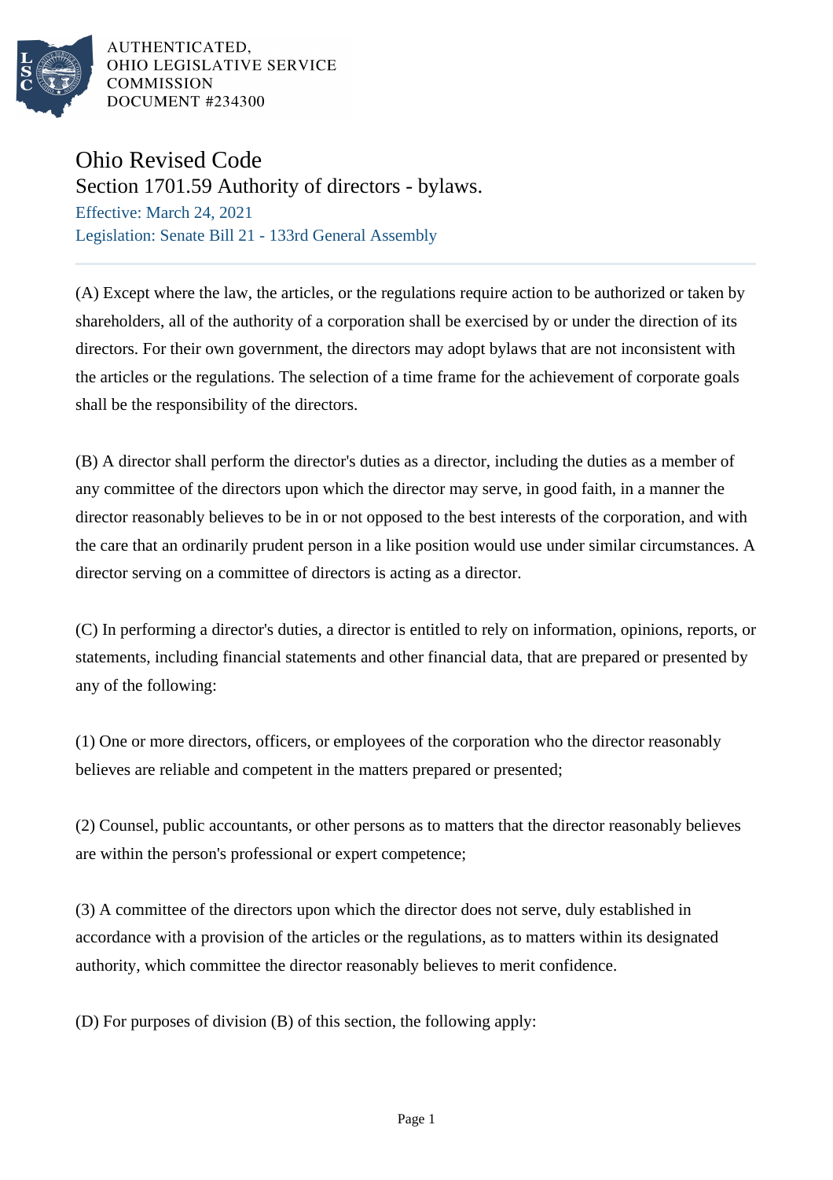AUTHENTICATED,
OHIO LEGISLATIVE SERVICE
COMMISSION
DOCUMENT #234300

# Ohio Revised Code

## Section 1701.59 Authority of directors - bylaws.

Effective: March 24, 2021

Legislation: Senate Bill 21 - 133rd General Assembly

---

(A) Except where the law, the articles, or the regulations require action to be authorized or taken by shareholders, all of the authority of a corporation shall be exercised by or under the direction of its directors. For their own government, the directors may adopt bylaws that are not inconsistent with the articles or the regulations. The selection of a time frame for the achievement of corporate goals shall be the responsibility of the directors.

(B) A director shall perform the director's duties as a director, including the duties as a member of any committee of the directors upon which the director may serve, in good faith, in a manner the director reasonably believes to be in or not opposed to the best interests of the corporation, and with the care that an ordinarily prudent person in a like position would use under similar circumstances. A director serving on a committee of directors is acting as a director.

(C) In performing a director's duties, a director is entitled to rely on information, opinions, reports, or statements, including financial statements and other financial data, that are prepared or presented by any of the following:

(1) One or more directors, officers, or employees of the corporation who the director reasonably believes are reliable and competent in the matters prepared or presented;

(2) Counsel, public accountants, or other persons as to matters that the director reasonably believes are within the person's professional or expert competence;

(3) A committee of the directors upon which the director does not serve, duly established in accordance with a provision of the articles or the regulations, as to matters within its designated authority, which committee the director reasonably believes to merit confidence.

(D) For purposes of division (B) of this section, the following apply: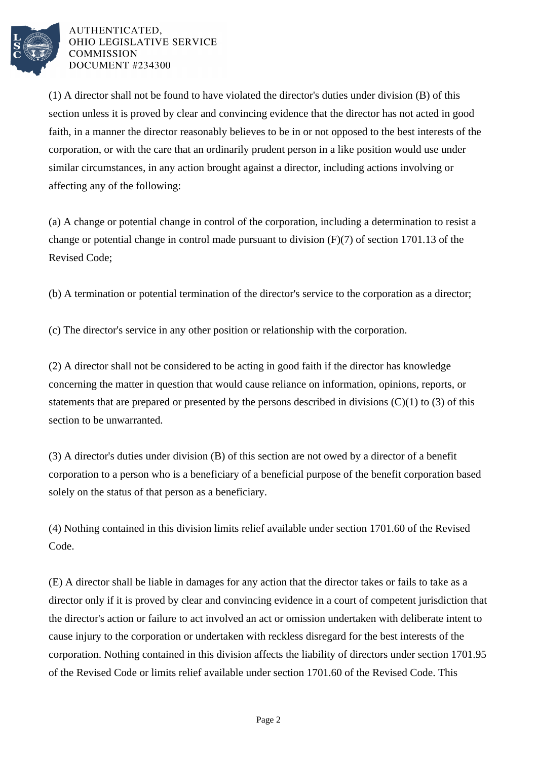(1) A director shall not be found to have violated the director's duties under division (B) of this section unless it is proved by clear and convincing evidence that the director has not acted in good faith, in a manner the director reasonably believes to be in or not opposed to the best interests of the corporation, or with the care that an ordinarily prudent person in a like position would use under similar circumstances, in any action brought against a director, including actions involving or affecting any of the following:

(a) A change or potential change in control of the corporation, including a determination to resist a change or potential change in control made pursuant to division (F)(7) of section 1701.13 of the Revised Code;

(b) A termination or potential termination of the director's service to the corporation as a director;

(c) The director's service in any other position or relationship with the corporation.

(2) A director shall not be considered to be acting in good faith if the director has knowledge concerning the matter in question that would cause reliance on information, opinions, reports, or statements that are prepared or presented by the persons described in divisions (C)(1) to (3) of this section to be unwarranted.

(3) A director's duties under division (B) of this section are not owed by a director of a benefit corporation to a person who is a beneficiary of a beneficial purpose of the benefit corporation based solely on the status of that person as a beneficiary.

(4) Nothing contained in this division limits relief available under section 1701.60 of the Revised Code.

(E) A director shall be liable in damages for any action that the director takes or fails to take as a director only if it is proved by clear and convincing evidence in a court of competent jurisdiction that the director's action or failure to act involved an act or omission undertaken with deliberate intent to cause injury to the corporation or undertaken with reckless disregard for the best interests of the corporation. Nothing contained in this division affects the liability of directors under section 1701.95 of the Revised Code or limits relief available under section 1701.60 of the Revised Code. This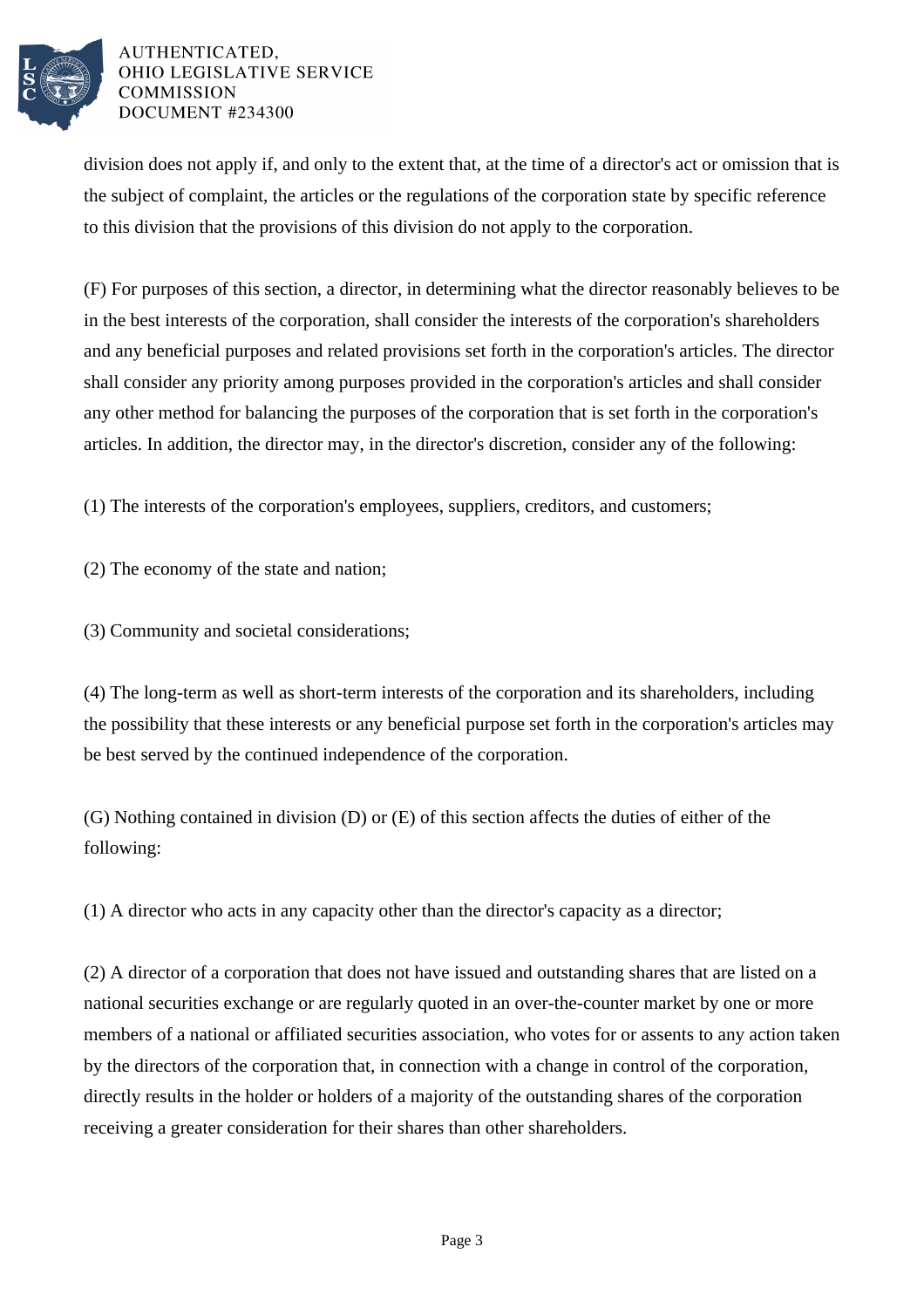division does not apply if, and only to the extent that, at the time of a director's act or omission that is the subject of complaint, the articles or the regulations of the corporation state by specific reference to this division that the provisions of this division do not apply to the corporation.

(F) For purposes of this section, a director, in determining what the director reasonably believes to be in the best interests of the corporation, shall consider the interests of the corporation's shareholders and any beneficial purposes and related provisions set forth in the corporation's articles. The director shall consider any priority among purposes provided in the corporation's articles and shall consider any other method for balancing the purposes of the corporation that is set forth in the corporation's articles. In addition, the director may, in the director's discretion, consider any of the following:

(1) The interests of the corporation's employees, suppliers, creditors, and customers;

(2) The economy of the state and nation;

(3) Community and societal considerations;

(4) The long-term as well as short-term interests of the corporation and its shareholders, including the possibility that these interests or any beneficial purpose set forth in the corporation's articles may be best served by the continued independence of the corporation.

(G) Nothing contained in division (D) or (E) of this section affects the duties of either of the following:

(1) A director who acts in any capacity other than the director's capacity as a director;

(2) A director of a corporation that does not have issued and outstanding shares that are listed on a national securities exchange or are regularly quoted in an over-the-counter market by one or more members of a national or affiliated securities association, who votes for or assents to any action taken by the directors of the corporation that, in connection with a change in control of the corporation, directly results in the holder or holders of a majority of the outstanding shares of the corporation receiving a greater consideration for their shares than other shareholders.